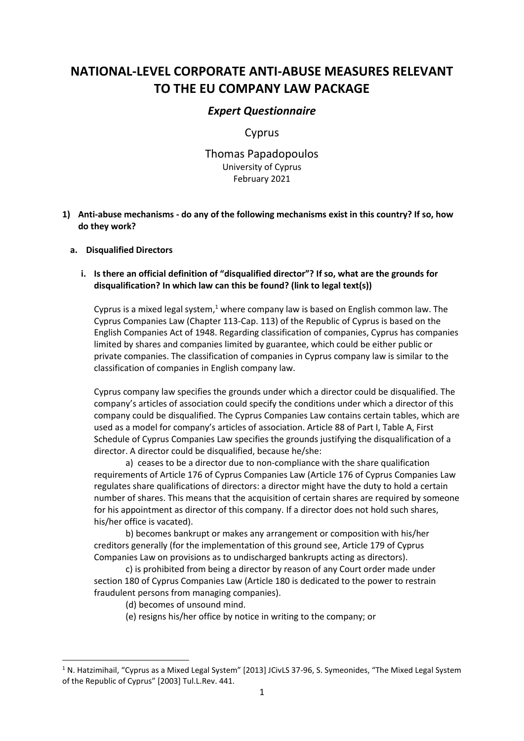# NATIONAL-LEVEL CORPORATE ANTI-ABUSE MEASURES RELEVANT TO THE EU COMPANY LAW PACKAGE

## *Expert Questionnaire*

Cyprus

Thomas Papadopoulos
University of Cyprus
February 2021

**1) Anti-abuse mechanisms - do any of the following mechanisms exist in this country? If so, how do they work?**

**a. Disqualified Directors**

**i. Is there an official definition of "disqualified director"? If so, what are the grounds for disqualification? In which law can this be found? (link to legal text(s))**

Cyprus is a mixed legal system,[1] where company law is based on English common law. The Cyprus Companies Law (Chapter 113-Cap. 113) of the Republic of Cyprus is based on the English Companies Act of 1948. Regarding classification of companies, Cyprus has companies limited by shares and companies limited by guarantee, which could be either public or private companies. The classification of companies in Cyprus company law is similar to the classification of companies in English company law.

Cyprus company law specifies the grounds under which a director could be disqualified. The company's articles of association could specify the conditions under which a director of this company could be disqualified. The Cyprus Companies Law contains certain tables, which are used as a model for company's articles of association. Article 88 of Part I, Table A, First Schedule of Cyprus Companies Law specifies the grounds justifying the disqualification of a director. A director could be disqualified, because he/she:

a) ceases to be a director due to non-compliance with the share qualification requirements of Article 176 of Cyprus Companies Law (Article 176 of Cyprus Companies Law regulates share qualifications of directors: a director might have the duty to hold a certain number of shares. This means that the acquisition of certain shares are required by someone for his appointment as director of this company. If a director does not hold such shares, his/her office is vacated).

b) becomes bankrupt or makes any arrangement or composition with his/her creditors generally (for the implementation of this ground see, Article 179 of Cyprus Companies Law on provisions as to undischarged bankrupts acting as directors).

c) is prohibited from being a director by reason of any Court order made under section 180 of Cyprus Companies Law (Article 180 is dedicated to the power to restrain fraudulent persons from managing companies).

(d) becomes of unsound mind.

(e) resigns his/her office by notice in writing to the company; or

[1] N. Hatzimihail, "Cyprus as a Mixed Legal System" [2013] JCivLS 37-96, S. Symeonides, "The Mixed Legal System of the Republic of Cyprus" [2003] Tul.L.Rev. 441.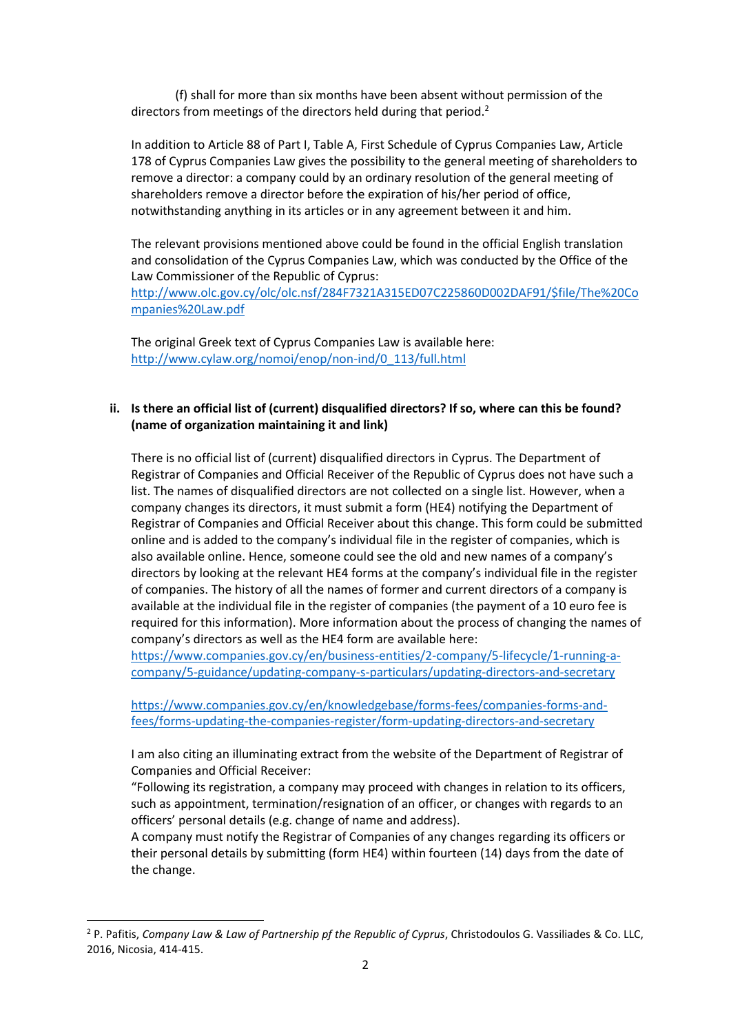(f) shall for more than six months have been absent without permission of the directors from meetings of the directors held during that period.[2]

In addition to Article 88 of Part I, Table A, First Schedule of Cyprus Companies Law, Article 178 of Cyprus Companies Law gives the possibility to the general meeting of shareholders to remove a director: a company could by an ordinary resolution of the general meeting of shareholders remove a director before the expiration of his/her period of office, notwithstanding anything in its articles or in any agreement between it and him.

The relevant provisions mentioned above could be found in the official English translation and consolidation of the Cyprus Companies Law, which was conducted by the Office of the Law Commissioner of the Republic of Cyprus:
[http://www.olc.gov.cy/olc/olc.nsf/284F7321A315ED07C225860D002DAF91/$file/The%20Companies%20Law.pdf](http://www.olc.gov.cy/olc/olc.nsf/284F7321A315ED07C225860D002DAF91/$file/The%20Companies%20Law.pdf)

The original Greek text of Cyprus Companies Law is available here:
[http://www.cylaw.org/nomoi/enop/non-ind/0_113/full.html](http://www.cylaw.org/nomoi/enop/non-ind/0_113/full.html)

**ii. Is there an official list of (current) disqualified directors? If so, where can this be found? (name of organization maintaining it and link)**

There is no official list of (current) disqualified directors in Cyprus. The Department of Registrar of Companies and Official Receiver of the Republic of Cyprus does not have such a list. The names of disqualified directors are not collected on a single list. However, when a company changes its directors, it must submit a form (HE4) notifying the Department of Registrar of Companies and Official Receiver about this change. This form could be submitted online and is added to the company's individual file in the register of companies, which is also available online. Hence, someone could see the old and new names of a company's directors by looking at the relevant HE4 forms at the company's individual file in the register of companies. The history of all the names of former and current directors of a company is available at the individual file in the register of companies (the payment of a 10 euro fee is required for this information). More information about the process of changing the names of company's directors as well as the HE4 form are available here:
[https://www.companies.gov.cy/en/business-entities/2-company/5-lifecycle/1-running-a-company/5-guidance/updating-company-s-particulars/updating-directors-and-secretary](https://www.companies.gov.cy/en/business-entities/2-company/5-lifecycle/1-running-a-company/5-guidance/updating-company-s-particulars/updating-directors-and-secretary)

[https://www.companies.gov.cy/en/knowledgebase/forms-fees/companies-forms-and-fees/forms-updating-the-companies-register/form-updating-directors-and-secretary](https://www.companies.gov.cy/en/knowledgebase/forms-fees/companies-forms-and-fees/forms-updating-the-companies-register/form-updating-directors-and-secretary)

I am also citing an illuminating extract from the website of the Department of Registrar of Companies and Official Receiver:
"Following its registration, a company may proceed with changes in relation to its officers, such as appointment, termination/resignation of an officer, or changes with regards to an officers' personal details (e.g. change of name and address).
A company must notify the Registrar of Companies of any changes regarding its officers or their personal details by submitting (form HE4) within fourteen (14) days from the date of the change.

[2] P. Pafitis, *Company Law & Law of Partnership pf the Republic of Cyprus*, Christodoulos G. Vassiliades & Co. LLC, 2016, Nicosia, 414-415.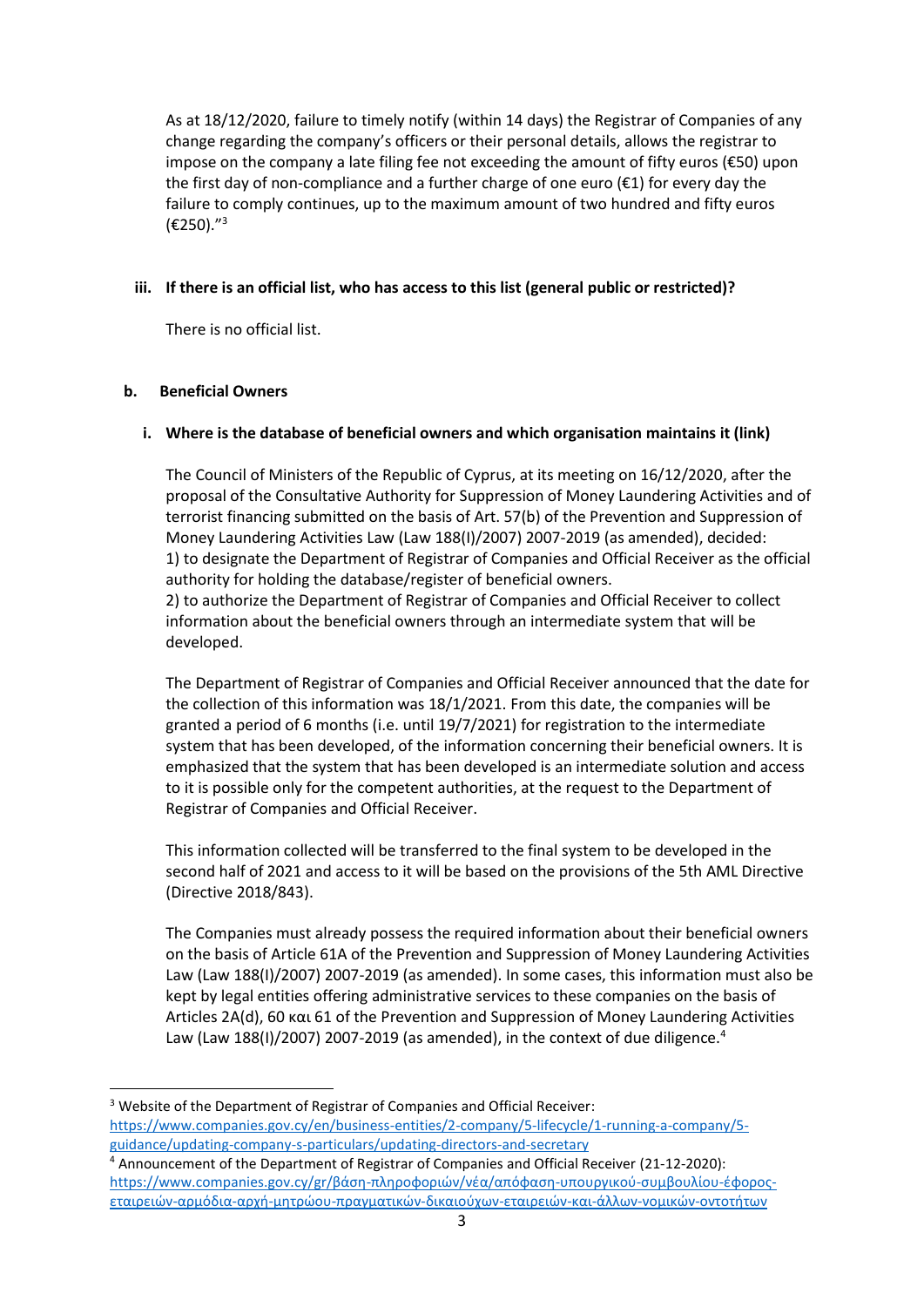As at 18/12/2020, failure to timely notify (within 14 days) the Registrar of Companies of any change regarding the company's officers or their personal details, allows the registrar to impose on the company a late filing fee not exceeding the amount of fifty euros (€50) upon the first day of non-compliance and a further charge of one euro (€1) for every day the failure to comply continues, up to the maximum amount of two hundred and fifty euros (€250)."[3]

**iii. If there is an official list, who has access to this list (general public or restricted)?**

There is no official list.

**b. Beneficial Owners**

**i. Where is the database of beneficial owners and which organisation maintains it (link)**

The Council of Ministers of the Republic of Cyprus, at its meeting on 16/12/2020, after the proposal of the Consultative Authority for Suppression of Money Laundering Activities and of terrorist financing submitted on the basis of Art. 57(b) of the Prevention and Suppression of Money Laundering Activities Law (Law 188(I)/2007) 2007-2019 (as amended), decided:
1) to designate the Department of Registrar of Companies and Official Receiver as the official authority for holding the database/register of beneficial owners.
2) to authorize the Department of Registrar of Companies and Official Receiver to collect information about the beneficial owners through an intermediate system that will be developed.

The Department of Registrar of Companies and Official Receiver announced that the date for the collection of this information was 18/1/2021. From this date, the companies will be granted a period of 6 months (i.e. until 19/7/2021) for registration to the intermediate system that has been developed, of the information concerning their beneficial owners. It is emphasized that the system that has been developed is an intermediate solution and access to it is possible only for the competent authorities, at the request to the Department of Registrar of Companies and Official Receiver.

This information collected will be transferred to the final system to be developed in the second half of 2021 and access to it will be based on the provisions of the 5th AML Directive (Directive 2018/843).

The Companies must already possess the required information about their beneficial owners on the basis of Article 61A of the Prevention and Suppression of Money Laundering Activities Law (Law 188(I)/2007) 2007-2019 (as amended). In some cases, this information must also be kept by legal entities offering administrative services to these companies on the basis of Articles 2A(d), 60 και 61 of the Prevention and Suppression of Money Laundering Activities Law (Law 188(I)/2007) 2007-2019 (as amended), in the context of due diligence.[4]

---

[3] Website of the Department of Registrar of Companies and Official Receiver: https://www.companies.gov.cy/en/business-entities/2-company/5-lifecycle/1-running-a-company/5-guidance/updating-company-s-particulars/updating-directors-and-secretary

[4] Announcement of the Department of Registrar of Companies and Official Receiver (21-12-2020): https://www.companies.gov.cy/gr/βάση-πληροφοριών/νέα/απόφαση-υπουργικού-συμβουλίου-έφορος-εταιρειών-αρμόδια-αρχή-μητρώου-πραγματικών-δικαιούχων-εταιρειών-και-άλλων-νομικών-οντοτήτων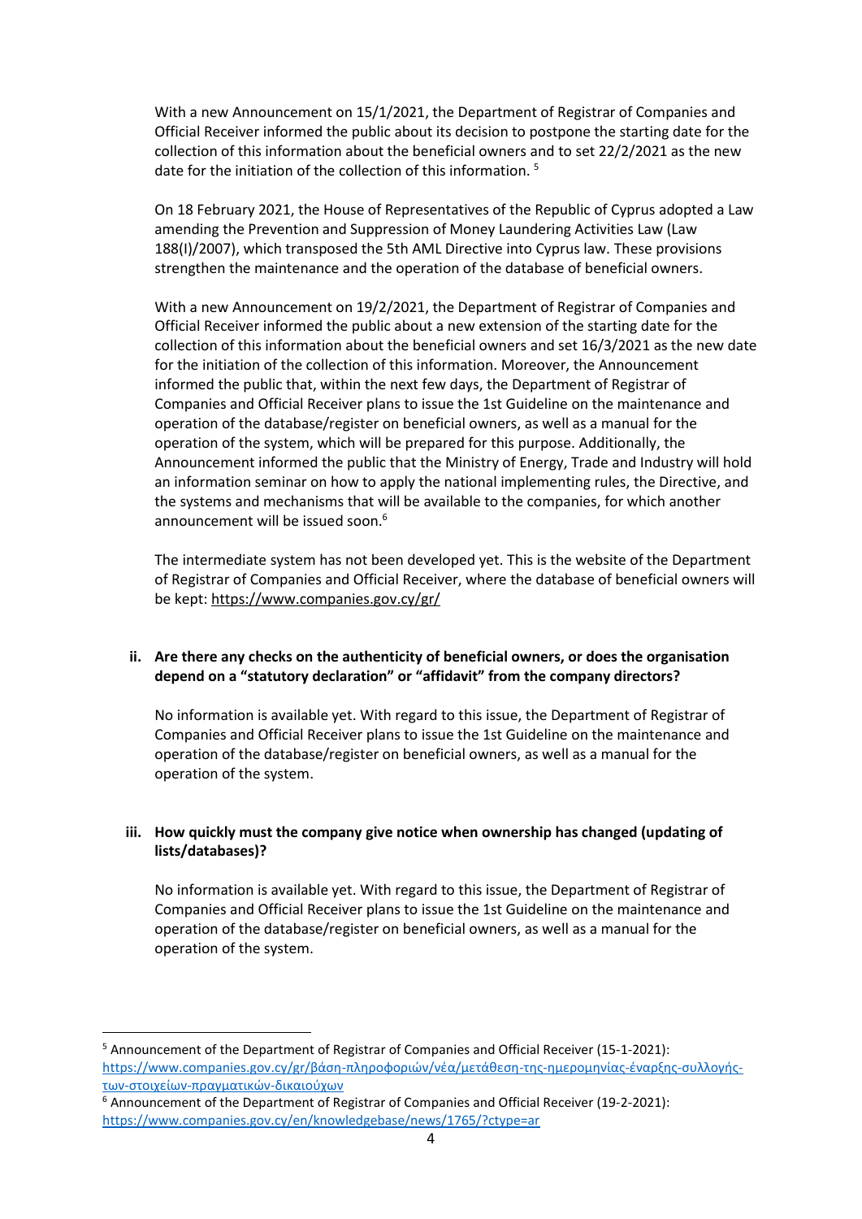With a new Announcement on 15/1/2021, the Department of Registrar of Companies and Official Receiver informed the public about its decision to postpone the starting date for the collection of this information about the beneficial owners and to set 22/2/2021 as the new date for the initiation of the collection of this information. [5]

On 18 February 2021, the House of Representatives of the Republic of Cyprus adopted a Law amending the Prevention and Suppression of Money Laundering Activities Law (Law 188(I)/2007), which transposed the 5th AML Directive into Cyprus law. These provisions strengthen the maintenance and the operation of the database of beneficial owners.

With a new Announcement on 19/2/2021, the Department of Registrar of Companies and Official Receiver informed the public about a new extension of the starting date for the collection of this information about the beneficial owners and set 16/3/2021 as the new date for the initiation of the collection of this information. Moreover, the Announcement informed the public that, within the next few days, the Department of Registrar of Companies and Official Receiver plans to issue the 1st Guideline on the maintenance and operation of the database/register on beneficial owners, as well as a manual for the operation of the system, which will be prepared for this purpose. Additionally, the Announcement informed the public that the Ministry of Energy, Trade and Industry will hold an information seminar on how to apply the national implementing rules, the Directive, and the systems and mechanisms that will be available to the companies, for which another announcement will be issued soon.[6]

The intermediate system has not been developed yet. This is the website of the Department of Registrar of Companies and Official Receiver, where the database of beneficial owners will be kept: https://www.companies.gov.cy/gr/

### ii. Are there any checks on the authenticity of beneficial owners, or does the organisation depend on a "statutory declaration" or "affidavit" from the company directors?

No information is available yet. With regard to this issue, the Department of Registrar of Companies and Official Receiver plans to issue the 1st Guideline on the maintenance and operation of the database/register on beneficial owners, as well as a manual for the operation of the system.

### iii. How quickly must the company give notice when ownership has changed (updating of lists/databases)?

No information is available yet. With regard to this issue, the Department of Registrar of Companies and Official Receiver plans to issue the 1st Guideline on the maintenance and operation of the database/register on beneficial owners, as well as a manual for the operation of the system.

---

[5] Announcement of the Department of Registrar of Companies and Official Receiver (15-1-2021): https://www.companies.gov.cy/gr/βάση-πληροφοριών/νέα/μετάθεση-της-ημερομηνίας-έναρξης-συλλογής-των-στοιχείων-πραγματικών-δικαιούχων

[6] Announcement of the Department of Registrar of Companies and Official Receiver (19-2-2021): https://www.companies.gov.cy/en/knowledgebase/news/1765/?ctype=ar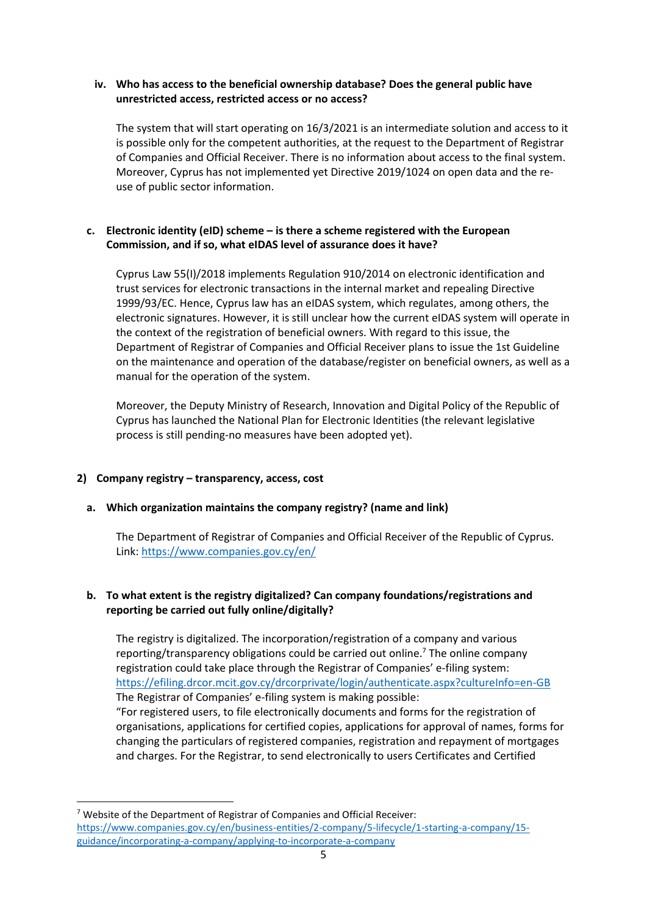**iv. Who has access to the beneficial ownership database? Does the general public have unrestricted access, restricted access or no access?**

The system that will start operating on 16/3/2021 is an intermediate solution and access to it is possible only for the competent authorities, at the request to the Department of Registrar of Companies and Official Receiver. There is no information about access to the final system. Moreover, Cyprus has not implemented yet Directive 2019/1024 on open data and the re-use of public sector information.

**c. Electronic identity (eID) scheme – is there a scheme registered with the European Commission, and if so, what eIDAS level of assurance does it have?**

Cyprus Law 55(I)/2018 implements Regulation 910/2014 on electronic identification and trust services for electronic transactions in the internal market and repealing Directive 1999/93/EC. Hence, Cyprus law has an eIDAS system, which regulates, among others, the electronic signatures. However, it is still unclear how the current eIDAS system will operate in the context of the registration of beneficial owners. With regard to this issue, the Department of Registrar of Companies and Official Receiver plans to issue the 1st Guideline on the maintenance and operation of the database/register on beneficial owners, as well as a manual for the operation of the system.

Moreover, the Deputy Ministry of Research, Innovation and Digital Policy of the Republic of Cyprus has launched the National Plan for Electronic Identities (the relevant legislative process is still pending-no measures have been adopted yet).

## 2) Company registry – transparency, access, cost

**a. Which organization maintains the company registry? (name and link)**

The Department of Registrar of Companies and Official Receiver of the Republic of Cyprus. Link: https://www.companies.gov.cy/en/

**b. To what extent is the registry digitalized? Can company foundations/registrations and reporting be carried out fully online/digitally?**

The registry is digitalized. The incorporation/registration of a company and various reporting/transparency obligations could be carried out online.[7] The online company registration could take place through the Registrar of Companies' e-filing system: https://efiling.drcor.mcit.gov.cy/drcorprivate/login/authenticate.aspx?cultureInfo=en-GB
The Registrar of Companies' e-filing system is making possible:
"For registered users, to file electronically documents and forms for the registration of organisations, applications for certified copies, applications for approval of names, forms for changing the particulars of registered companies, registration and repayment of mortgages and charges. For the Registrar, to send electronically to users Certificates and Certified

[7] Website of the Department of Registrar of Companies and Official Receiver: https://www.companies.gov.cy/en/business-entities/2-company/5-lifecycle/1-starting-a-company/15-guidance/incorporating-a-company/applying-to-incorporate-a-company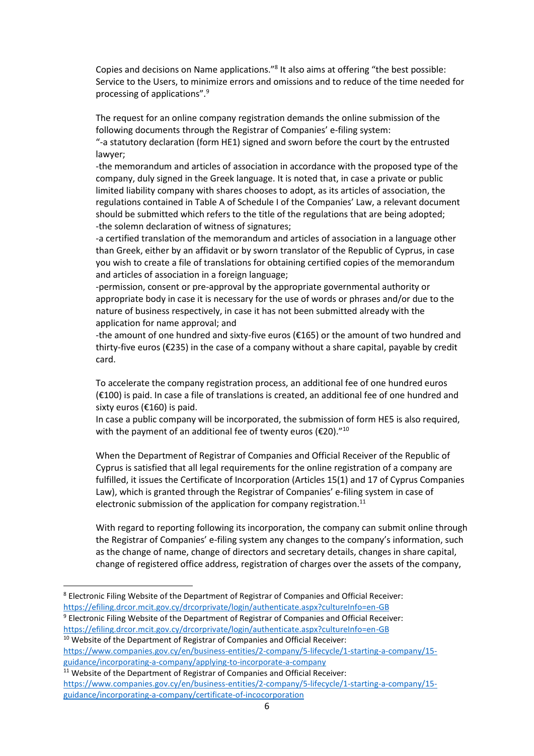Copies and decisions on Name applications."[8] It also aims at offering "the best possible: Service to the Users, to minimize errors and omissions and to reduce of the time needed for processing of applications".[9]

The request for an online company registration demands the online submission of the following documents through the Registrar of Companies' e-filing system:
"-a statutory declaration (form HE1) signed and sworn before the court by the entrusted lawyer;
-the memorandum and articles of association in accordance with the proposed type of the company, duly signed in the Greek language. It is noted that, in case a private or public limited liability company with shares chooses to adopt, as its articles of association, the regulations contained in Table A of Schedule I of the Companies' Law, a relevant document should be submitted which refers to the title of the regulations that are being adopted;
-the solemn declaration of witness of signatures;
-a certified translation of the memorandum and articles of association in a language other than Greek, either by an affidavit or by sworn translator of the Republic of Cyprus, in case you wish to create a file of translations for obtaining certified copies of the memorandum and articles of association in a foreign language;
-permission, consent or pre-approval by the appropriate governmental authority or appropriate body in case it is necessary for the use of words or phrases and/or due to the nature of business respectively, in case it has not been submitted already with the application for name approval; and
-the amount of one hundred and sixty-five euros (€165) or the amount of two hundred and thirty-five euros (€235) in the case of a company without a share capital, payable by credit card.

To accelerate the company registration process, an additional fee of one hundred euros (€100) is paid. In case a file of translations is created, an additional fee of one hundred and sixty euros (€160) is paid.
In case a public company will be incorporated, the submission of form HE5 is also required, with the payment of an additional fee of twenty euros (€20)."[10]

When the Department of Registrar of Companies and Official Receiver of the Republic of Cyprus is satisfied that all legal requirements for the online registration of a company are fulfilled, it issues the Certificate of Incorporation (Articles 15(1) and 17 of Cyprus Companies Law), which is granted through the Registrar of Companies' e-filing system in case of electronic submission of the application for company registration.[11]

With regard to reporting following its incorporation, the company can submit online through the Registrar of Companies' e-filing system any changes to the company's information, such as the change of name, change of directors and secretary details, changes in share capital, change of registered office address, registration of charges over the assets of the company,

---

[8] Electronic Filing Website of the Department of Registrar of Companies and Official Receiver: https://efiling.drcor.mcit.gov.cy/drcorprivate/login/authenticate.aspx?cultureInfo=en-GB

[9] Electronic Filing Website of the Department of Registrar of Companies and Official Receiver: https://efiling.drcor.mcit.gov.cy/drcorprivate/login/authenticate.aspx?cultureInfo=en-GB

[10] Website of the Department of Registrar of Companies and Official Receiver: https://www.companies.gov.cy/en/business-entities/2-company/5-lifecycle/1-starting-a-company/15-guidance/incorporating-a-company/applying-to-incorporate-a-company

[11] Website of the Department of Registrar of Companies and Official Receiver: https://www.companies.gov.cy/en/business-entities/2-company/5-lifecycle/1-starting-a-company/15-guidance/incorporating-a-company/certificate-of-incocorporation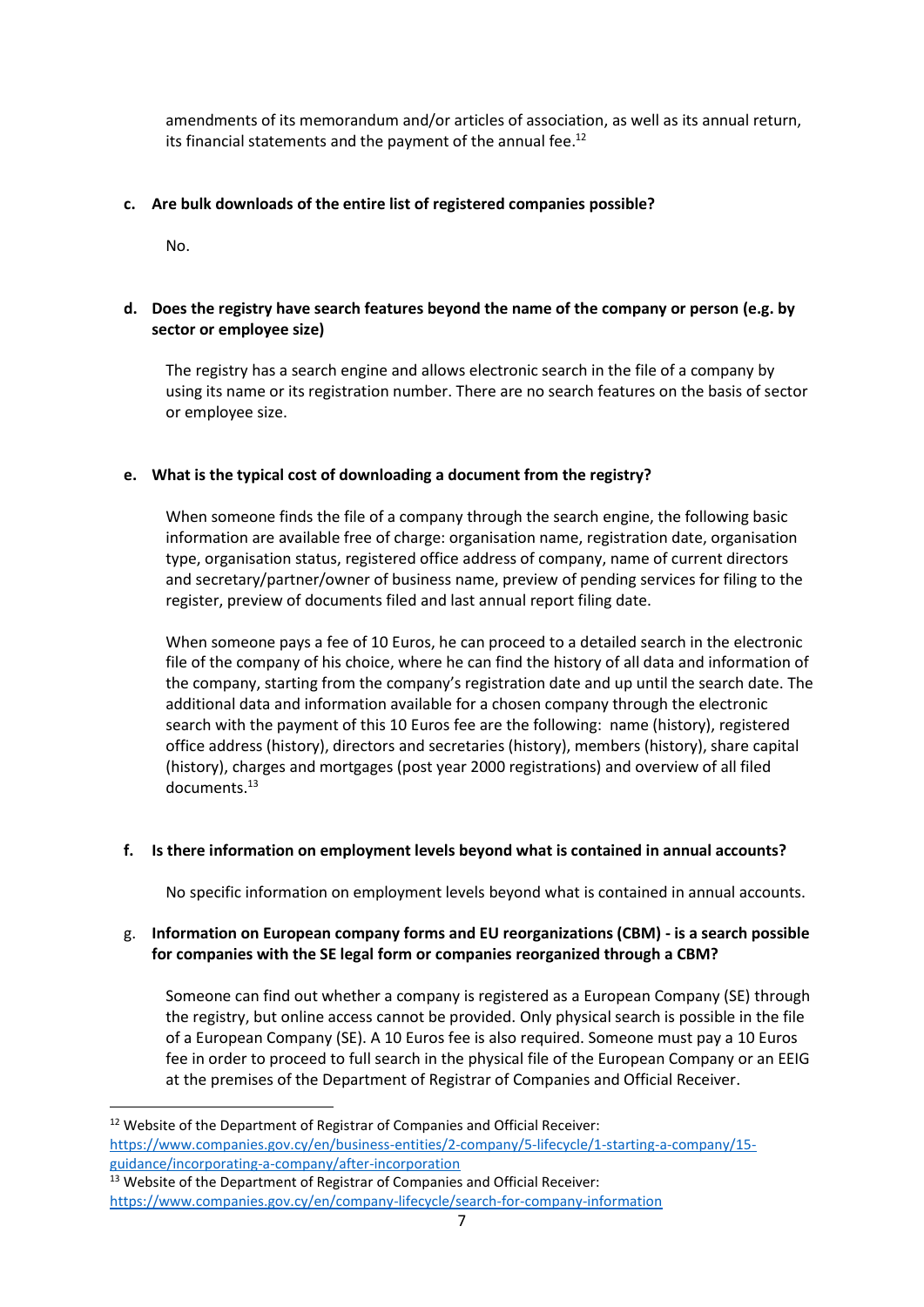amendments of its memorandum and/or articles of association, as well as its annual return, its financial statements and the payment of the annual fee.[12]

**c. Are bulk downloads of the entire list of registered companies possible?**

No.

**d. Does the registry have search features beyond the name of the company or person (e.g. by sector or employee size)**

The registry has a search engine and allows electronic search in the file of a company by using its name or its registration number. There are no search features on the basis of sector or employee size.

**e. What is the typical cost of downloading a document from the registry?**

When someone finds the file of a company through the search engine, the following basic information are available free of charge: organisation name, registration date, organisation type, organisation status, registered office address of company, name of current directors and secretary/partner/owner of business name, preview of pending services for filing to the register, preview of documents filed and last annual report filing date.

When someone pays a fee of 10 Euros, he can proceed to a detailed search in the electronic file of the company of his choice, where he can find the history of all data and information of the company, starting from the company's registration date and up until the search date. The additional data and information available for a chosen company through the electronic search with the payment of this 10 Euros fee are the following: name (history), registered office address (history), directors and secretaries (history), members (history), share capital (history), charges and mortgages (post year 2000 registrations) and overview of all filed documents.[13]

**f. Is there information on employment levels beyond what is contained in annual accounts?**

No specific information on employment levels beyond what is contained in annual accounts.

g. **Information on European company forms and EU reorganizations (CBM) - is a search possible for companies with the SE legal form or companies reorganized through a CBM?**

Someone can find out whether a company is registered as a European Company (SE) through the registry, but online access cannot be provided. Only physical search is possible in the file of a European Company (SE). A 10 Euros fee is also required. Someone must pay a 10 Euros fee in order to proceed to full search in the physical file of the European Company or an EEIG at the premises of the Department of Registrar of Companies and Official Receiver.

---

[12] Website of the Department of Registrar of Companies and Official Receiver: https://www.companies.gov.cy/en/business-entities/2-company/5-lifecycle/1-starting-a-company/15-guidance/incorporating-a-company/after-incorporation

[13] Website of the Department of Registrar of Companies and Official Receiver: https://www.companies.gov.cy/en/company-lifecycle/search-for-company-information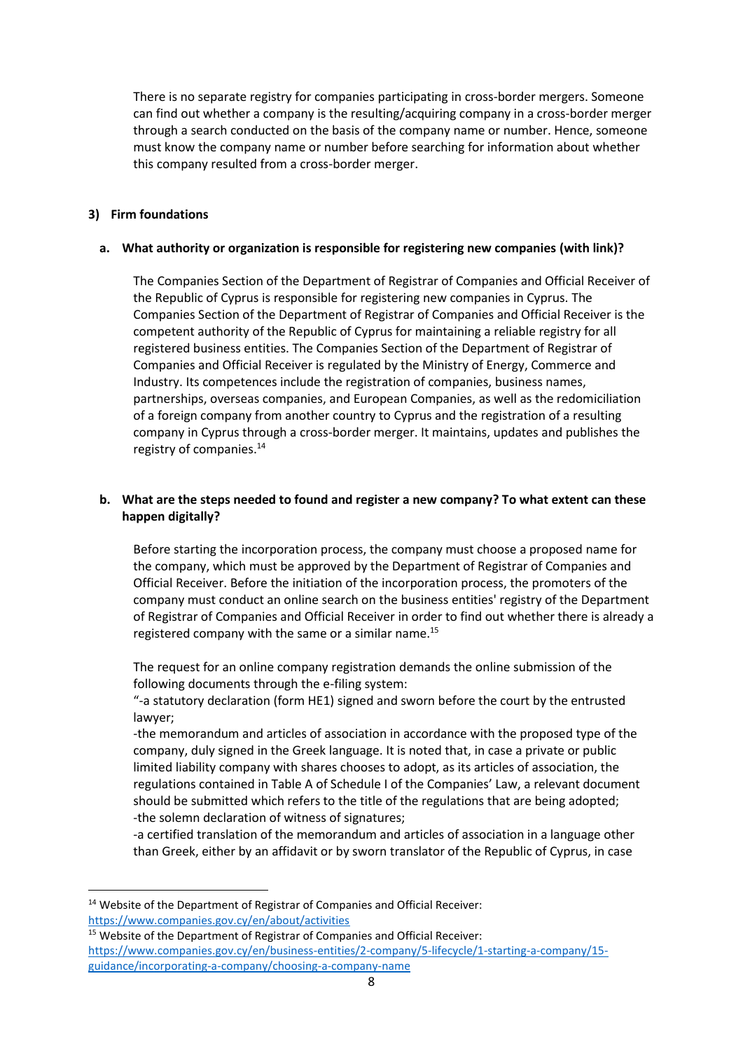There is no separate registry for companies participating in cross-border mergers. Someone can find out whether a company is the resulting/acquiring company in a cross-border merger through a search conducted on the basis of the company name or number. Hence, someone must know the company name or number before searching for information about whether this company resulted from a cross-border merger.

## 3) Firm foundations

### a. What authority or organization is responsible for registering new companies (with link)?

The Companies Section of the Department of Registrar of Companies and Official Receiver of the Republic of Cyprus is responsible for registering new companies in Cyprus. The Companies Section of the Department of Registrar of Companies and Official Receiver is the competent authority of the Republic of Cyprus for maintaining a reliable registry for all registered business entities. The Companies Section of the Department of Registrar of Companies and Official Receiver is regulated by the Ministry of Energy, Commerce and Industry. Its competences include the registration of companies, business names, partnerships, overseas companies, and European Companies, as well as the redomiciliation of a foreign company from another country to Cyprus and the registration of a resulting company in Cyprus through a cross-border merger. It maintains, updates and publishes the registry of companies.[14]

### b. What are the steps needed to found and register a new company? To what extent can these happen digitally?

Before starting the incorporation process, the company must choose a proposed name for the company, which must be approved by the Department of Registrar of Companies and Official Receiver. Before the initiation of the incorporation process, the promoters of the company must conduct an online search on the business entities' registry of the Department of Registrar of Companies and Official Receiver in order to find out whether there is already a registered company with the same or a similar name.[15]

The request for an online company registration demands the online submission of the following documents through the e-filing system:
"-a statutory declaration (form HE1) signed and sworn before the court by the entrusted lawyer;
-the memorandum and articles of association in accordance with the proposed type of the company, duly signed in the Greek language. It is noted that, in case a private or public limited liability company with shares chooses to adopt, as its articles of association, the regulations contained in Table A of Schedule I of the Companies' Law, a relevant document should be submitted which refers to the title of the regulations that are being adopted;
-the solemn declaration of witness of signatures;
-a certified translation of the memorandum and articles of association in a language other than Greek, either by an affidavit or by sworn translator of the Republic of Cyprus, in case

---

[14] Website of the Department of Registrar of Companies and Official Receiver: https://www.companies.gov.cy/en/about/activities

[15] Website of the Department of Registrar of Companies and Official Receiver: https://www.companies.gov.cy/en/business-entities/2-company/5-lifecycle/1-starting-a-company/15-guidance/incorporating-a-company/choosing-a-company-name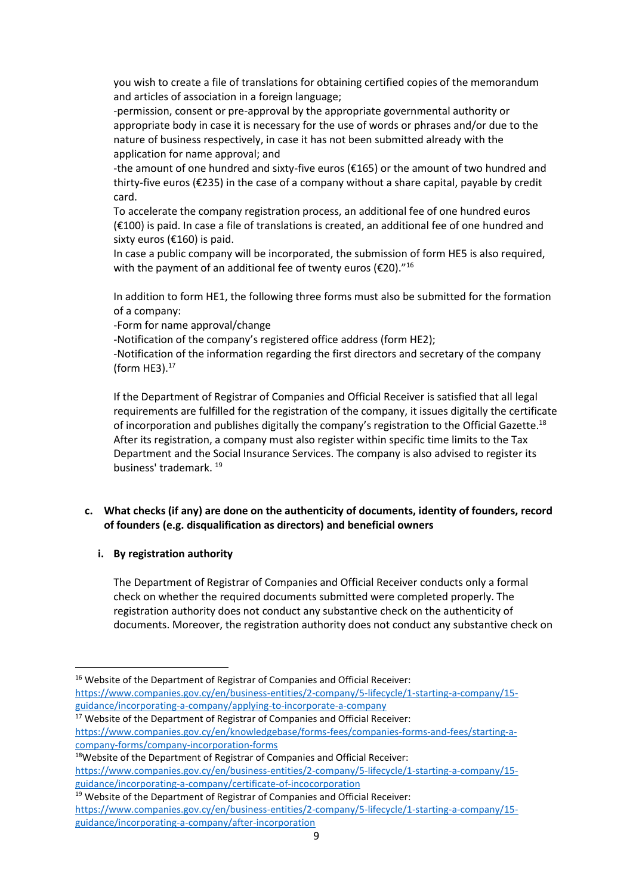you wish to create a file of translations for obtaining certified copies of the memorandum and articles of association in a foreign language;

-permission, consent or pre-approval by the appropriate governmental authority or appropriate body in case it is necessary for the use of words or phrases and/or due to the nature of business respectively, in case it has not been submitted already with the application for name approval; and

-the amount of one hundred and sixty-five euros (€165) or the amount of two hundred and thirty-five euros (€235) in the case of a company without a share capital, payable by credit card.

To accelerate the company registration process, an additional fee of one hundred euros (€100) is paid. In case a file of translations is created, an additional fee of one hundred and sixty euros (€160) is paid.

In case a public company will be incorporated, the submission of form HE5 is also required, with the payment of an additional fee of twenty euros (€20)."[16]

In addition to form HE1, the following three forms must also be submitted for the formation of a company:

-Form for name approval/change

-Notification of the company's registered office address (form HE2);

-Notification of the information regarding the first directors and secretary of the company (form HE3).[17]

If the Department of Registrar of Companies and Official Receiver is satisfied that all legal requirements are fulfilled for the registration of the company, it issues digitally the certificate of incorporation and publishes digitally the company's registration to the Official Gazette.[18] After its registration, a company must also register within specific time limits to the Tax Department and the Social Insurance Services. The company is also advised to register its business' trademark. [19]

**c. What checks (if any) are done on the authenticity of documents, identity of founders, record of founders (e.g. disqualification as directors) and beneficial owners**

**i. By registration authority**

The Department of Registrar of Companies and Official Receiver conducts only a formal check on whether the required documents submitted were completed properly. The registration authority does not conduct any substantive check on the authenticity of documents. Moreover, the registration authority does not conduct any substantive check on

---

[16] Website of the Department of Registrar of Companies and Official Receiver: https://www.companies.gov.cy/en/business-entities/2-company/5-lifecycle/1-starting-a-company/15-guidance/incorporating-a-company/applying-to-incorporate-a-company

[17] Website of the Department of Registrar of Companies and Official Receiver: https://www.companies.gov.cy/en/knowledgebase/forms-fees/companies-forms-and-fees/starting-a-company-forms/company-incorporation-forms

[18] Website of the Department of Registrar of Companies and Official Receiver: https://www.companies.gov.cy/en/business-entities/2-company/5-lifecycle/1-starting-a-company/15-guidance/incorporating-a-company/certificate-of-incocorporation

[19] Website of the Department of Registrar of Companies and Official Receiver: https://www.companies.gov.cy/en/business-entities/2-company/5-lifecycle/1-starting-a-company/15-guidance/incorporating-a-company/after-incorporation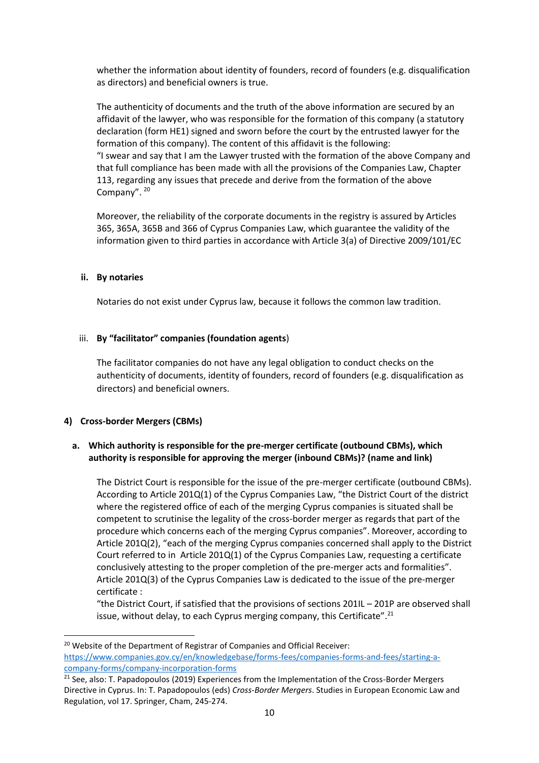whether the information about identity of founders, record of founders (e.g. disqualification as directors) and beneficial owners is true.

The authenticity of documents and the truth of the above information are secured by an affidavit of the lawyer, who was responsible for the formation of this company (a statutory declaration (form HE1) signed and sworn before the court by the entrusted lawyer for the formation of this company). The content of this affidavit is the following:
"I swear and say that I am the Lawyer trusted with the formation of the above Company and that full compliance has been made with all the provisions of the Companies Law, Chapter 113, regarding any issues that precede and derive from the formation of the above Company". [20]

Moreover, the reliability of the corporate documents in the registry is assured by Articles 365, 365A, 365B and 366 of Cyprus Companies Law, which guarantee the validity of the information given to third parties in accordance with Article 3(a) of Directive 2009/101/EC

**ii. By notaries**

Notaries do not exist under Cyprus law, because it follows the common law tradition.

iii. **By "facilitator" companies (foundation agents**)

The facilitator companies do not have any legal obligation to conduct checks on the authenticity of documents, identity of founders, record of founders (e.g. disqualification as directors) and beneficial owners.

#### 4) Cross-border Mergers (CBMs)

**a. Which authority is responsible for the pre-merger certificate (outbound CBMs), which authority is responsible for approving the merger (inbound CBMs)? (name and link)**

The District Court is responsible for the issue of the pre-merger certificate (outbound CBMs). According to Article 201Q(1) of the Cyprus Companies Law, "the District Court of the district where the registered office of each of the merging Cyprus companies is situated shall be competent to scrutinise the legality of the cross-border merger as regards that part of the procedure which concerns each of the merging Cyprus companies". Moreover, according to Article 201Q(2), "each of the merging Cyprus companies concerned shall apply to the District Court referred to in Article 201Q(1) of the Cyprus Companies Law, requesting a certificate conclusively attesting to the proper completion of the pre-merger acts and formalities". Article 201Q(3) of the Cyprus Companies Law is dedicated to the issue of the pre-merger certificate :

"the District Court, if satisfied that the provisions of sections 201IL – 201P are observed shall issue, without delay, to each Cyprus merging company, this Certificate".[21]

---

[20] Website of the Department of Registrar of Companies and Official Receiver: https://www.companies.gov.cy/en/knowledgebase/forms-fees/companies-forms-and-fees/starting-a-company-forms/company-incorporation-forms

[21] See, also: T. Papadopoulos (2019) Experiences from the Implementation of the Cross-Border Mergers Directive in Cyprus. In: T. Papadopoulos (eds) *Cross-Border Mergers*. Studies in European Economic Law and Regulation, vol 17. Springer, Cham, 245-274.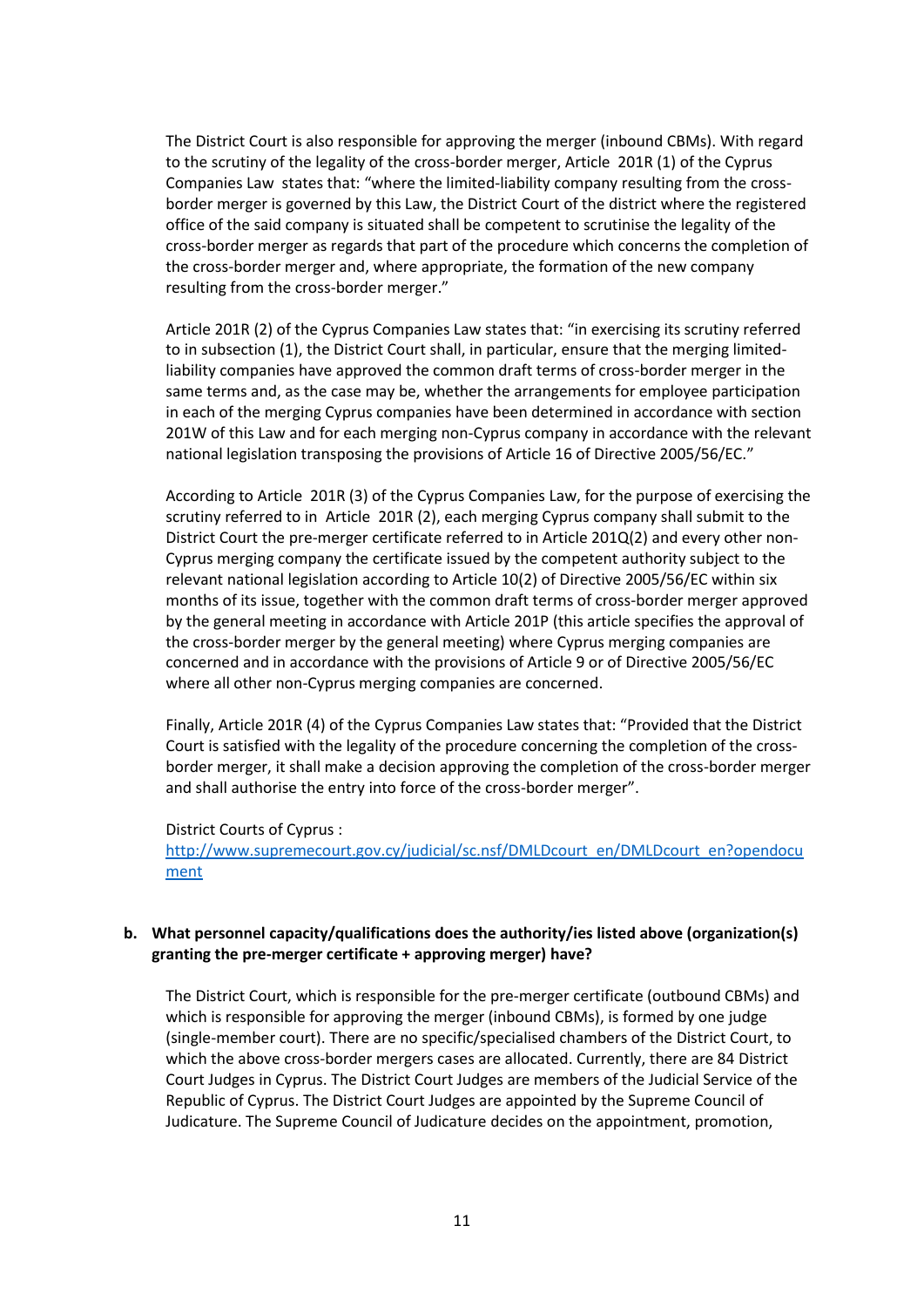The District Court is also responsible for approving the merger (inbound CBMs). With regard to the scrutiny of the legality of the cross-border merger, Article 201R (1) of the Cyprus Companies Law states that: "where the limited-liability company resulting from the cross-border merger is governed by this Law, the District Court of the district where the registered office of the said company is situated shall be competent to scrutinise the legality of the cross-border merger as regards that part of the procedure which concerns the completion of the cross-border merger and, where appropriate, the formation of the new company resulting from the cross-border merger."

Article 201R (2) of the Cyprus Companies Law states that: "in exercising its scrutiny referred to in subsection (1), the District Court shall, in particular, ensure that the merging limited-liability companies have approved the common draft terms of cross-border merger in the same terms and, as the case may be, whether the arrangements for employee participation in each of the merging Cyprus companies have been determined in accordance with section 201W of this Law and for each merging non-Cyprus company in accordance with the relevant national legislation transposing the provisions of Article 16 of Directive 2005/56/EC."

According to Article 201R (3) of the Cyprus Companies Law, for the purpose of exercising the scrutiny referred to in Article 201R (2), each merging Cyprus company shall submit to the District Court the pre-merger certificate referred to in Article 201Q(2) and every other non-Cyprus merging company the certificate issued by the competent authority subject to the relevant national legislation according to Article 10(2) of Directive 2005/56/EC within six months of its issue, together with the common draft terms of cross-border merger approved by the general meeting in accordance with Article 201P (this article specifies the approval of the cross-border merger by the general meeting) where Cyprus merging companies are concerned and in accordance with the provisions of Article 9 or of Directive 2005/56/EC where all other non-Cyprus merging companies are concerned.

Finally, Article 201R (4) of the Cyprus Companies Law states that: "Provided that the District Court is satisfied with the legality of the procedure concerning the completion of the cross-border merger, it shall make a decision approving the completion of the cross-border merger and shall authorise the entry into force of the cross-border merger".

District Courts of Cyprus :
[http://www.supremecourt.gov.cy/judicial/sc.nsf/DMLDcourt_en/DMLDcourt_en?opendocument](http://www.supremecourt.gov.cy/judicial/sc.nsf/DMLDcourt_en/DMLDcourt_en?opendocument)

**b. What personnel capacity/qualifications does the authority/ies listed above (organization(s) granting the pre-merger certificate + approving merger) have?**

The District Court, which is responsible for the pre-merger certificate (outbound CBMs) and which is responsible for approving the merger (inbound CBMs), is formed by one judge (single-member court). There are no specific/specialised chambers of the District Court, to which the above cross-border mergers cases are allocated. Currently, there are 84 District Court Judges in Cyprus. The District Court Judges are members of the Judicial Service of the Republic of Cyprus. The District Court Judges are appointed by the Supreme Council of Judicature. The Supreme Council of Judicature decides on the appointment, promotion,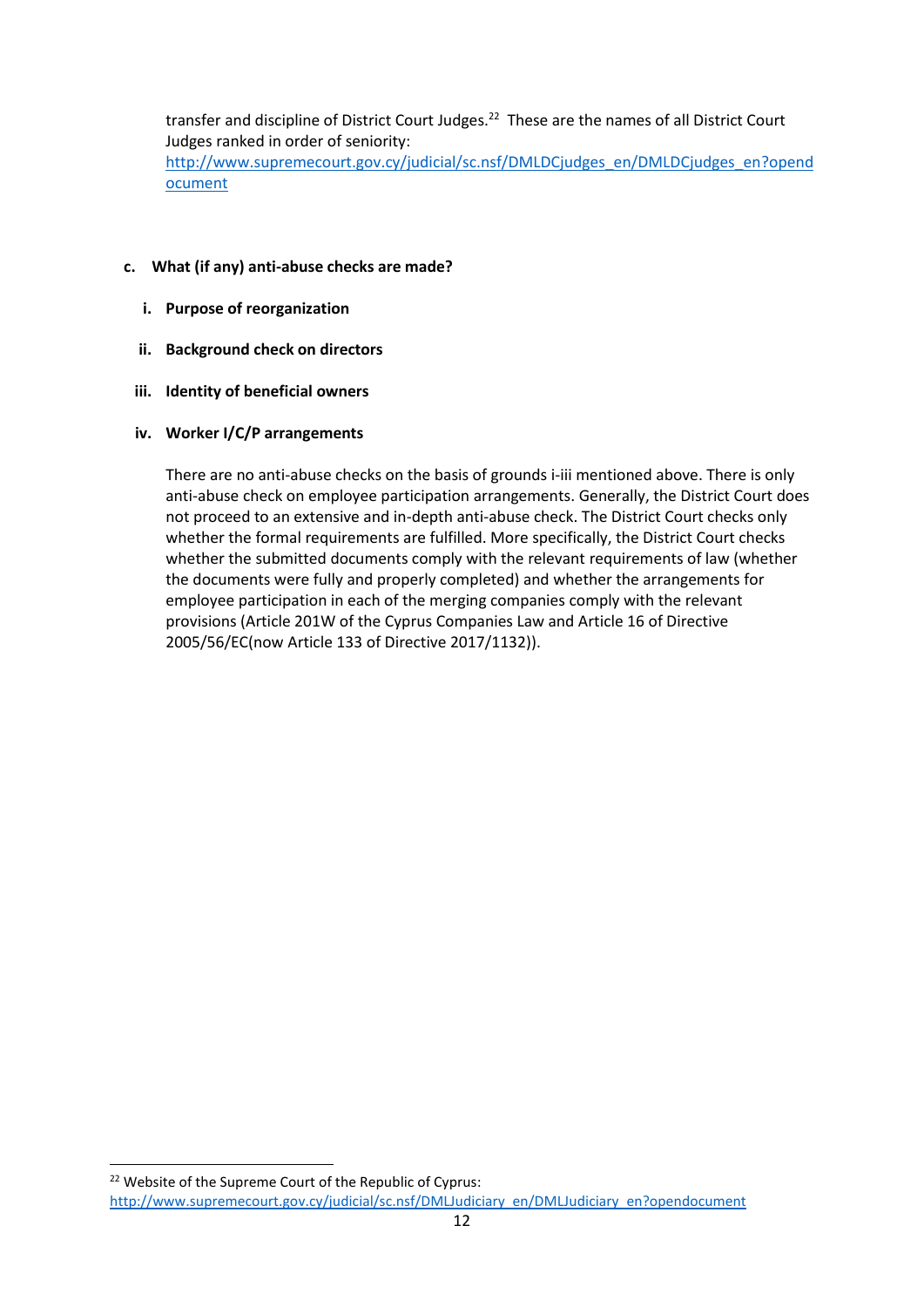transfer and discipline of District Court Judges.[22] These are the names of all District Court Judges ranked in order of seniority: http://www.supremecourt.gov.cy/judicial/sc.nsf/DMLDCjudges_en/DMLDCjudges_en?opendocument

**c. What (if any) anti-abuse checks are made?**

**i. Purpose of reorganization**

**ii. Background check on directors**

**iii. Identity of beneficial owners**

**iv. Worker I/C/P arrangements**

There are no anti-abuse checks on the basis of grounds i-iii mentioned above. There is only anti-abuse check on employee participation arrangements. Generally, the District Court does not proceed to an extensive and in-depth anti-abuse check. The District Court checks only whether the formal requirements are fulfilled. More specifically, the District Court checks whether the submitted documents comply with the relevant requirements of law (whether the documents were fully and properly completed) and whether the arrangements for employee participation in each of the merging companies comply with the relevant provisions (Article 201W of the Cyprus Companies Law and Article 16 of Directive 2005/56/EC(now Article 133 of Directive 2017/1132)).

---

[22] Website of the Supreme Court of the Republic of Cyprus: http://www.supremecourt.gov.cy/judicial/sc.nsf/DMLJudiciary_en/DMLJudiciary_en?opendocument